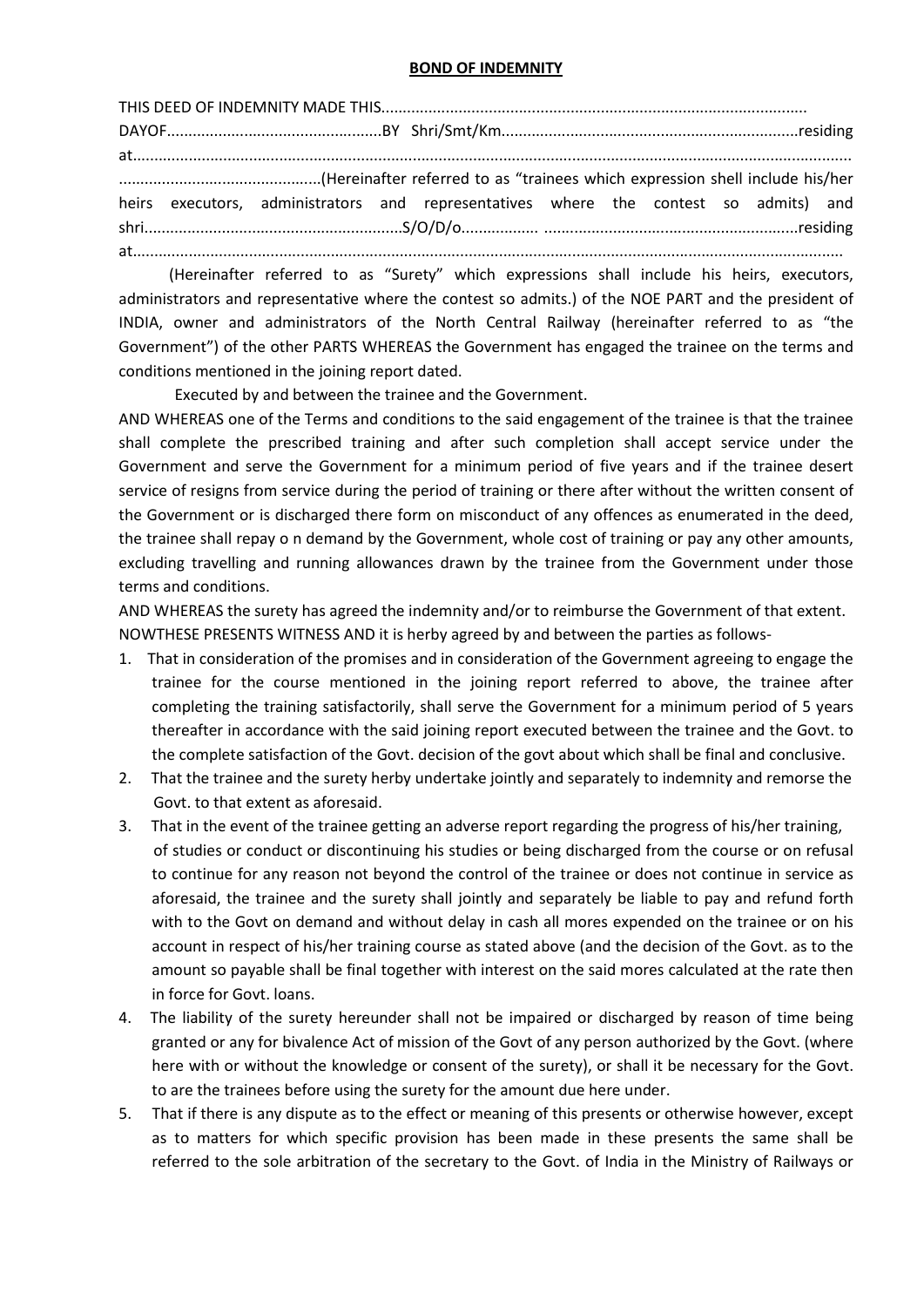**BOND OF INDEMNITY**

THIS DEED OF INDEMNITY MADE THIS.................................................................................................
DAYOF..................................................BY Shri/Smt/Km.....................................................................residing at..........................................................................................................................................................................
..............................................(Hereinafter referred to as "trainees which expression shell include his/her heirs executors, administrators and representatives where the contest so admits) and shri...........................................................S/O/D/o.................. ..........................................................residing at.................................................................................................................................................................

(Hereinafter referred to as "Surety" which expressions shall include his heirs, executors, administrators and representative where the contest so admits.) of the NOE PART and the president of INDIA, owner and administrators of the North Central Railway (hereinafter referred to as "the Government") of the other PARTS WHEREAS the Government has engaged the trainee on the terms and conditions mentioned in the joining report dated.

Executed by and between the trainee and the Government.

AND WHEREAS one of the Terms and conditions to the said engagement of the trainee is that the trainee shall complete the prescribed training and after such completion shall accept service under the Government and serve the Government for a minimum period of five years and if the trainee desert service of resigns from service during the period of training or there after without the written consent of the Government or is discharged there form on misconduct of any offences as enumerated in the deed, the trainee shall repay o n demand by the Government, whole cost of training or pay any other amounts, excluding travelling and running allowances drawn by the trainee from the Government under those terms and conditions.

AND WHEREAS the surety has agreed the indemnity and/or to reimburse the Government of that extent.

NOWTHESE PRESENTS WITNESS AND it is herby agreed by and between the parties as follows-

1. That in consideration of the promises and in consideration of the Government agreeing to engage the trainee for the course mentioned in the joining report referred to above, the trainee after completing the training satisfactorily, shall serve the Government for a minimum period of 5 years thereafter in accordance with the said joining report executed between the trainee and the Govt. to the complete satisfaction of the Govt. decision of the govt about which shall be final and conclusive.
2. That the trainee and the surety herby undertake jointly and separately to indemnity and remorse the Govt. to that extent as aforesaid.
3. That in the event of the trainee getting an adverse report regarding the progress of his/her training, of studies or conduct or discontinuing his studies or being discharged from the course or on refusal to continue for any reason not beyond the control of the trainee or does not continue in service as aforesaid, the trainee and the surety shall jointly and separately be liable to pay and refund forth with to the Govt on demand and without delay in cash all mores expended on the trainee or on his account in respect of his/her training course as stated above (and the decision of the Govt. as to the amount so payable shall be final together with interest on the said mores calculated at the rate then in force for Govt. loans.
4. The liability of the surety hereunder shall not be impaired or discharged by reason of time being granted or any for bivalence Act of mission of the Govt of any person authorized by the Govt. (where here with or without the knowledge or consent of the surety), or shall it be necessary for the Govt. to are the trainees before using the surety for the amount due here under.
5. That if there is any dispute as to the effect or meaning of this presents or otherwise however, except as to matters for which specific provision has been made in these presents the same shall be referred to the sole arbitration of the secretary to the Govt. of India in the Ministry of Railways or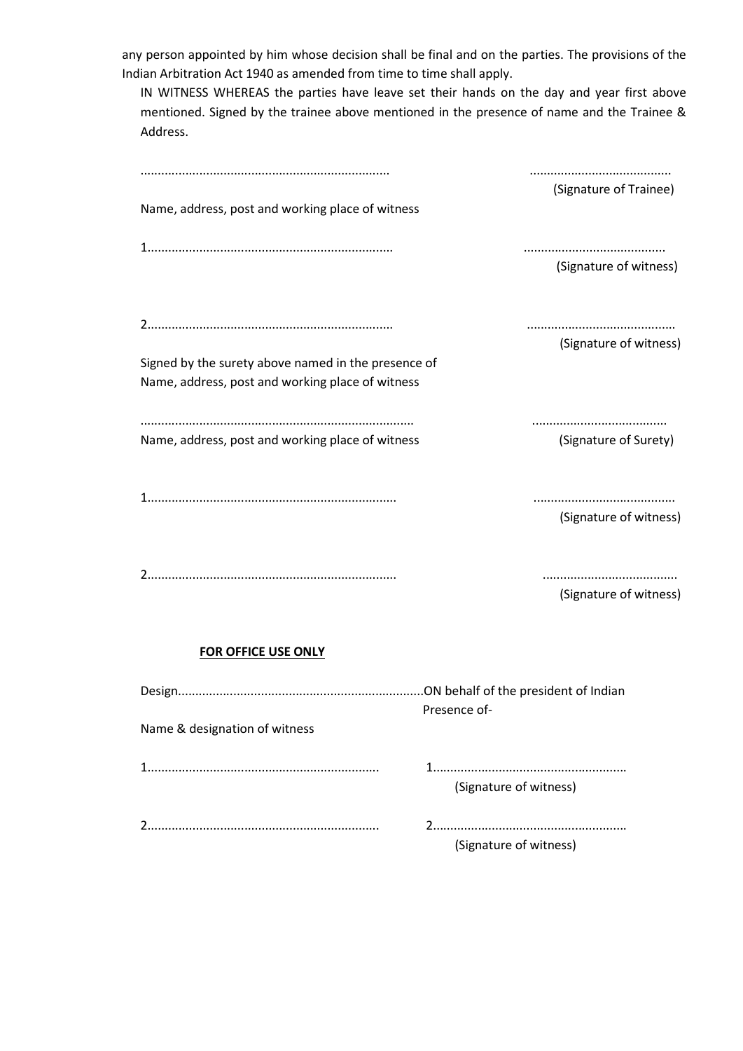any person appointed by him whose decision shall be final and on the parties. The provisions of the Indian Arbitration Act 1940 as amended from time to time shall apply.

IN WITNESS WHEREAS the parties have leave set their hands on the day and year first above mentioned. Signed by the trainee above mentioned in the presence of name and the Trainee & Address.

........................................................................ ..........................................
(Signature of Trainee)

Name, address, post and working place of witness

1...................................................................... ..........................................
(Signature of witness)

2...................................................................... ..........................................
(Signature of witness)

Signed by the surety above named in the presence of
Name, address, post and working place of witness

.............................................................................. ........................................
Name, address, post and working place of witness (Signature of Surety)

1........................................................................ ..........................................
(Signature of witness)

2........................................................................ ........................................
(Signature of witness)

**FOR OFFICE USE ONLY**

Design.......................................................................ON behalf of the president of Indian
Presence of-

Name & designation of witness

1.................................................................. 1.......................................................
(Signature of witness)

2.................................................................. 2.......................................................
(Signature of witness)